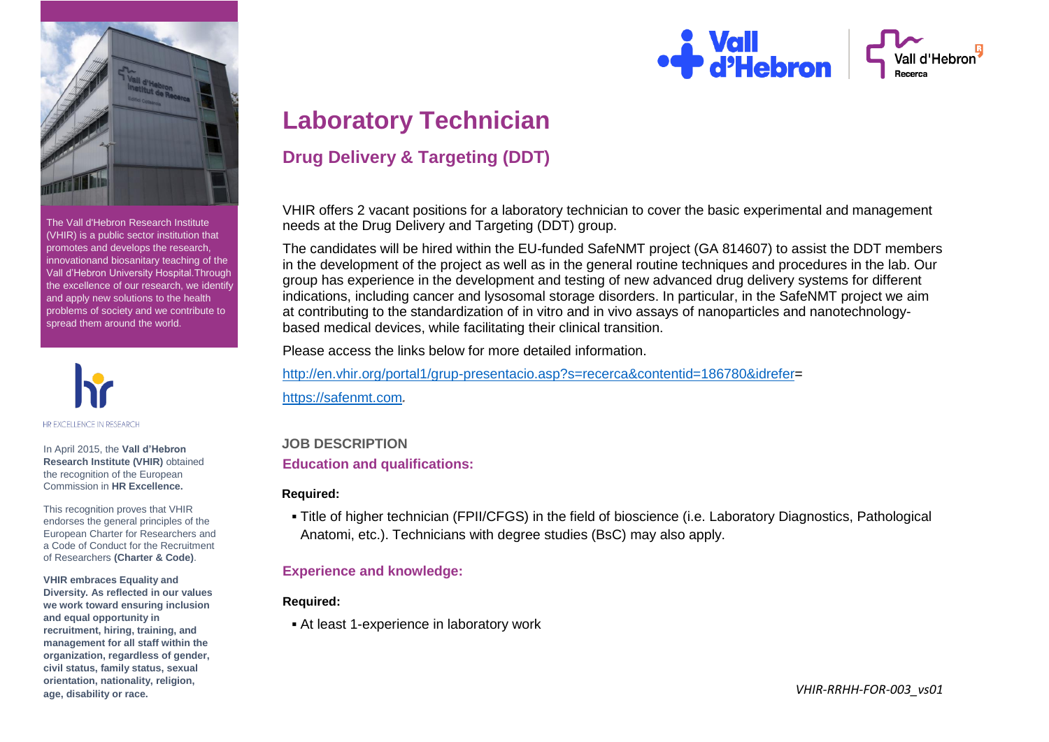# Laboratory Technician

## Drug Delivery & Targeting (DDT)

VHIR offers 2 vacant positions for a laboratory technician to cover the basic experimental and management needs at the Drug Delivery and Targeting (DDT) group.

The candidates will be hired within the EU-funded SafeNMT project (GA 814607) to assist the DDT members in the development of the project as well as in the general routine techniques and procedures in the lab. Our group has experience in the development and testing of new advanced drug delivery systems for different indications, including cancer and lysosomal storage disorders. In particular, in the SafeNMT project we aim at contributing to the standardization of in vitro and in vivo assays of nanoparticles and nanotechnology-based medical devices, while facilitating their clinical transition.

Please access the links below for more detailed information.

http://en.vhir.org/portal1/grup-presentacio.asp?s=recerca&contentid=186780&idrefer=

https://safenmt.com.

### JOB DESCRIPTION

#### Education and qualifications:

**Required:**

- Title of higher technician (FPII/CFGS) in the field of bioscience (i.e. Laboratory Diagnostics, Pathological Anatomi, etc.). Technicians with degree studies (BsC) may also apply.

#### Experience and knowledge:

**Required:**

- At least 1-experience in laboratory work

The Vall d'Hebron Research Institute (VHIR) is a public sector institution that promotes and develops the research, innovationand biosanitary teaching of the Vall d'Hebron University Hospital.Through the excellence of our research, we identify and apply new solutions to the health problems of society and we contribute to spread them around the world.

HR EXCELLENCE IN RESEARCH

In April 2015, the **Vall d'Hebron Research Institute (VHIR)** obtained the recognition of the European Commission in **HR Excellence.**

This recognition proves that VHIR endorses the general principles of the European Charter for Researchers and a Code of Conduct for the Recruitment of Researchers **(Charter & Code)**.

**VHIR embraces Equality and Diversity. As reflected in our values we work toward ensuring inclusion and equal opportunity in recruitment, hiring, training, and management for all staff within the organization, regardless of gender, civil status, family status, sexual orientation, nationality, religion, age, disability or race.**

*VHIR-RRHH-FOR-003_vs01*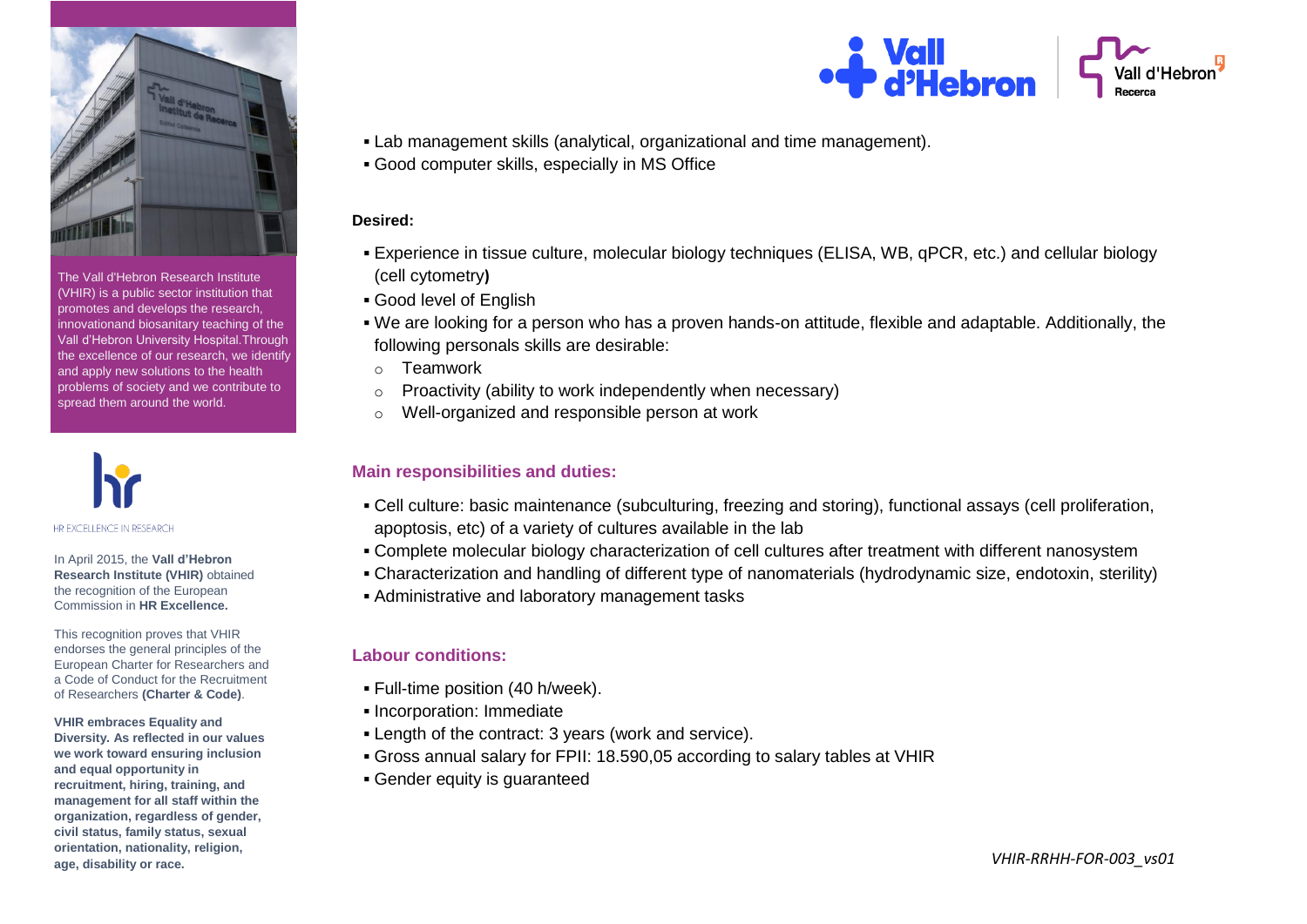The Vall d'Hebron Research Institute (VHIR) is a public sector institution that promotes and develops the research, innovationand biosanitary teaching of the Vall d'Hebron University Hospital.Through the excellence of our research, we identify and apply new solutions to the health problems of society and we contribute to spread them around the world.

HR EXCELLENCE IN RESEARCH

In April 2015, the **Vall d'Hebron Research Institute (VHIR)** obtained the recognition of the European Commission in **HR Excellence.**

This recognition proves that VHIR endorses the general principles of the European Charter for Researchers and a Code of Conduct for the Recruitment of Researchers **(Charter & Code)**.

**VHIR embraces Equality and Diversity. As reflected in our values we work toward ensuring inclusion and equal opportunity in recruitment, hiring, training, and management for all staff within the organization, regardless of gender, civil status, family status, sexual orientation, nationality, religion, age, disability or race.**

- Lab management skills (analytical, organizational and time management).
- Good computer skills, especially in MS Office

**Desired:**

- Experience in tissue culture, molecular biology techniques (ELISA, WB, qPCR, etc.) and cellular biology (cell cytometry)
- Good level of English
- We are looking for a person who has a proven hands-on attitude, flexible and adaptable. Additionally, the following personals skills are desirable:
  - Teamwork
  - Proactivity (ability to work independently when necessary)
  - Well-organized and responsible person at work

### Main responsibilities and duties:

- Cell culture: basic maintenance (subculturing, freezing and storing), functional assays (cell proliferation, apoptosis, etc) of a variety of cultures available in the lab
- Complete molecular biology characterization of cell cultures after treatment with different nanosystem
- Characterization and handling of different type of nanomaterials (hydrodynamic size, endotoxin, sterility)
- Administrative and laboratory management tasks

### Labour conditions:

- Full-time position (40 h/week).
- Incorporation: Immediate
- Length of the contract: 3 years (work and service).
- Gross annual salary for FPII: 18.590,05 according to salary tables at VHIR
- Gender equity is guaranteed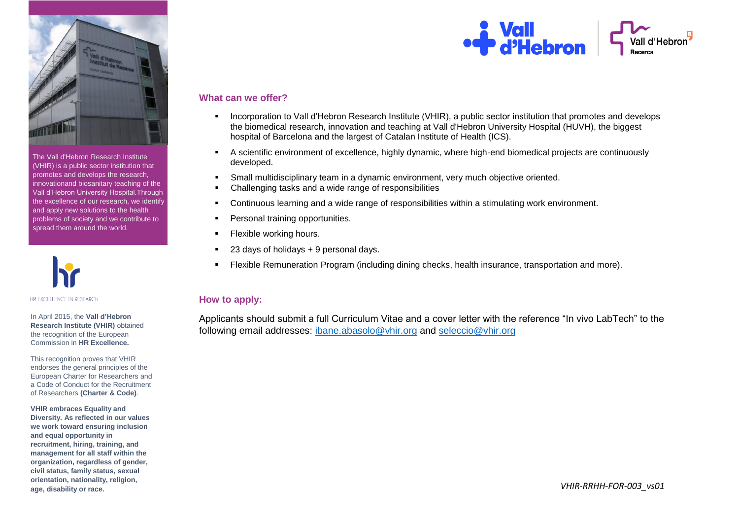The Vall d'Hebron Research Institute (VHIR) is a public sector institution that promotes and develops the research, innovationand biosanitary teaching of the Vall d'Hebron University Hospital.Through the excellence of our research, we identify and apply new solutions to the health problems of society and we contribute to spread them around the world.

HR EXCELLENCE IN RESEARCH

In April 2015, the **Vall d'Hebron Research Institute (VHIR)** obtained the recognition of the European Commission in **HR Excellence.**

This recognition proves that VHIR endorses the general principles of the European Charter for Researchers and a Code of Conduct for the Recruitment of Researchers **(Charter & Code)**.

**VHIR embraces Equality and Diversity. As reflected in our values we work toward ensuring inclusion and equal opportunity in recruitment, hiring, training, and management for all staff within the organization, regardless of gender, civil status, family status, sexual orientation, nationality, religion, age, disability or race.**

## What can we offer?

- Incorporation to Vall d'Hebron Research Institute (VHIR), a public sector institution that promotes and develops the biomedical research, innovation and teaching at Vall d'Hebron University Hospital (HUVH), the biggest hospital of Barcelona and the largest of Catalan Institute of Health (ICS).
- A scientific environment of excellence, highly dynamic, where high-end biomedical projects are continuously developed.
- Small multidisciplinary team in a dynamic environment, very much objective oriented.
- Challenging tasks and a wide range of responsibilities
- Continuous learning and a wide range of responsibilities within a stimulating work environment.
- Personal training opportunities.
- Flexible working hours.
- 23 days of holidays + 9 personal days.
- Flexible Remuneration Program (including dining checks, health insurance, transportation and more).

## How to apply:

Applicants should submit a full Curriculum Vitae and a cover letter with the reference "In vivo LabTech" to the following email addresses: ibane.abasolo@vhir.org and seleccio@vhir.org

*VHIR-RRHH-FOR-003_vs01*